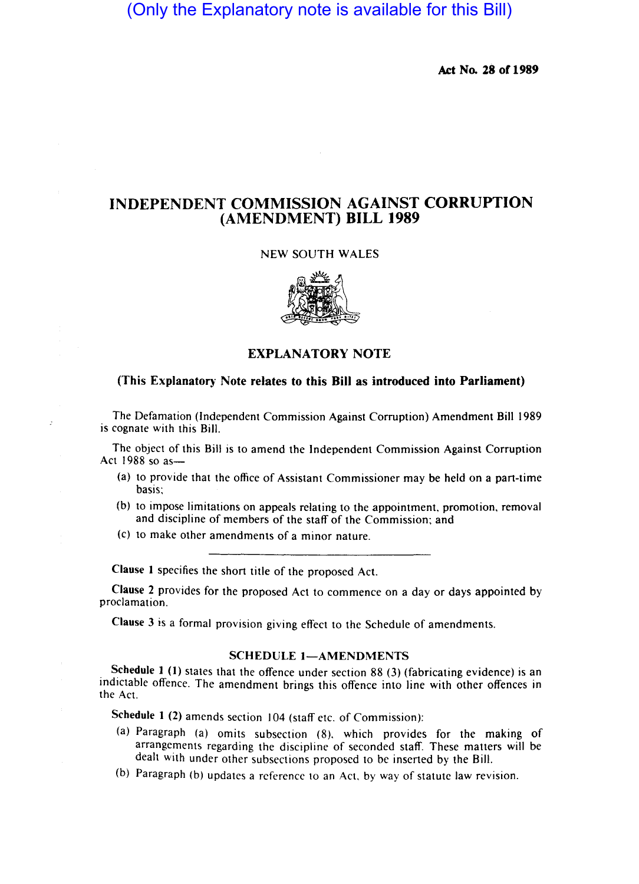(Only the Explanatory note is available for this Bill)

**Act No. 28 of 1989**

# INDEPENDENT COMMISSION AGAINST CORRUPTION (AMENDMENT) BILL 1989

NEW SOUTH WALES

## EXPLANATORY NOTE

**(This Explanatory Note relates to this Bill as introduced into Parliament)**

The Defamation (Independent Commission Against Corruption) Amendment Bill 1989 is cognate with this Bill.

The object of this Bill is to amend the Independent Commission Against Corruption Act 1988 so as—

(a) to provide that the office of Assistant Commissioner may be held on a part-time basis;

(b) to impose limitations on appeals relating to the appointment, promotion, removal and discipline of members of the staff of the Commission; and

(c) to make other amendments of a minor nature.

---

**Clause 1** specifies the short title of the proposed Act.

**Clause 2** provides for the proposed Act to commence on a day or days appointed by proclamation.

**Clause 3** is a formal provision giving effect to the Schedule of amendments.

### SCHEDULE 1—AMENDMENTS

**Schedule 1 (1)** states that the offence under section 88 (3) (fabricating evidence) is an indictable offence. The amendment brings this offence into line with other offences in the Act.

**Schedule 1 (2)** amends section 104 (staff etc. of Commission):

(a) Paragraph (a) omits subsection (8), which provides for the making of arrangements regarding the discipline of seconded staff. These matters will be dealt with under other subsections proposed to be inserted by the Bill.

(b) Paragraph (b) updates a reference to an Act, by way of statute law revision.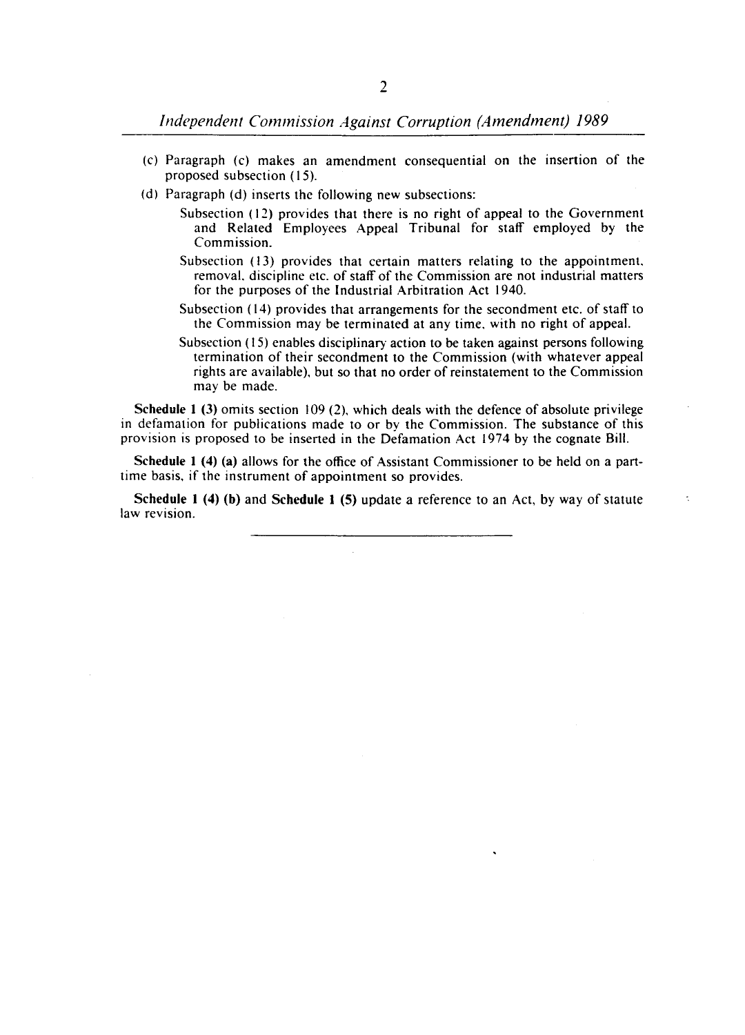(c) Paragraph (c) makes an amendment consequential on the insertion of the proposed subsection (15).

(d) Paragraph (d) inserts the following new subsections:

Subsection (12) provides that there is no right of appeal to the Government and Related Employees Appeal Tribunal for staff employed by the Commission.

Subsection (13) provides that certain matters relating to the appointment, removal, discipline etc. of staff of the Commission are not industrial matters for the purposes of the Industrial Arbitration Act 1940.

Subsection (14) provides that arrangements for the secondment etc. of staff to the Commission may be terminated at any time, with no right of appeal.

Subsection (15) enables disciplinary action to be taken against persons following termination of their secondment to the Commission (with whatever appeal rights are available), but so that no order of reinstatement to the Commission may be made.

**Schedule 1 (3)** omits section 109 (2), which deals with the defence of absolute privilege in defamation for publications made to or by the Commission. The substance of this provision is proposed to be inserted in the Defamation Act 1974 by the cognate Bill.

**Schedule 1 (4) (a)** allows for the office of Assistant Commissioner to be held on a part-time basis, if the instrument of appointment so provides.

**Schedule 1 (4) (b)** and **Schedule 1 (5)** update a reference to an Act, by way of statute law revision.